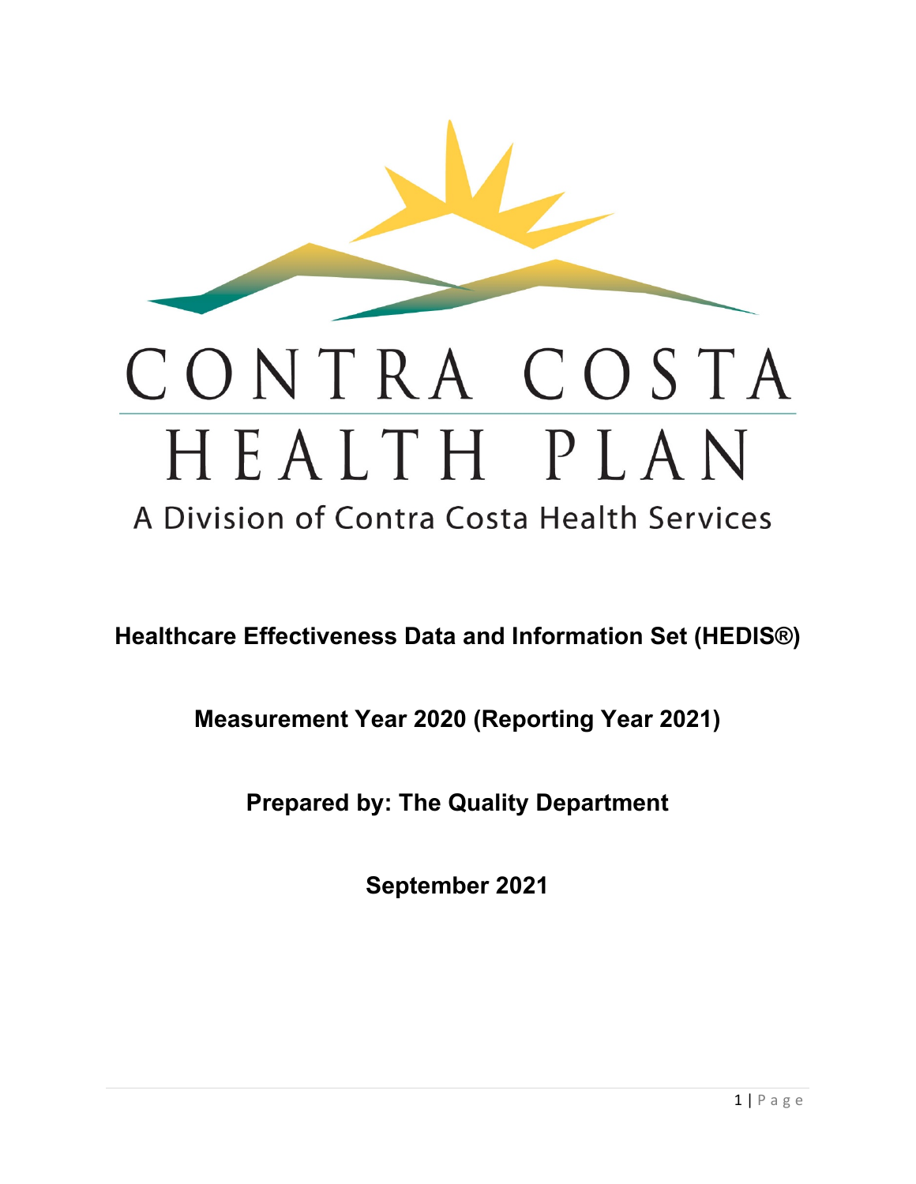# CONTRA COSTA HEALTH PLAN

A Division of Contra Costa Health Services

**Healthcare Effectiveness Data and Information Set (HEDIS®)**

**Measurement Year 2020 (Reporting Year 2021)**

**Prepared by: The Quality Department**

**September 2021**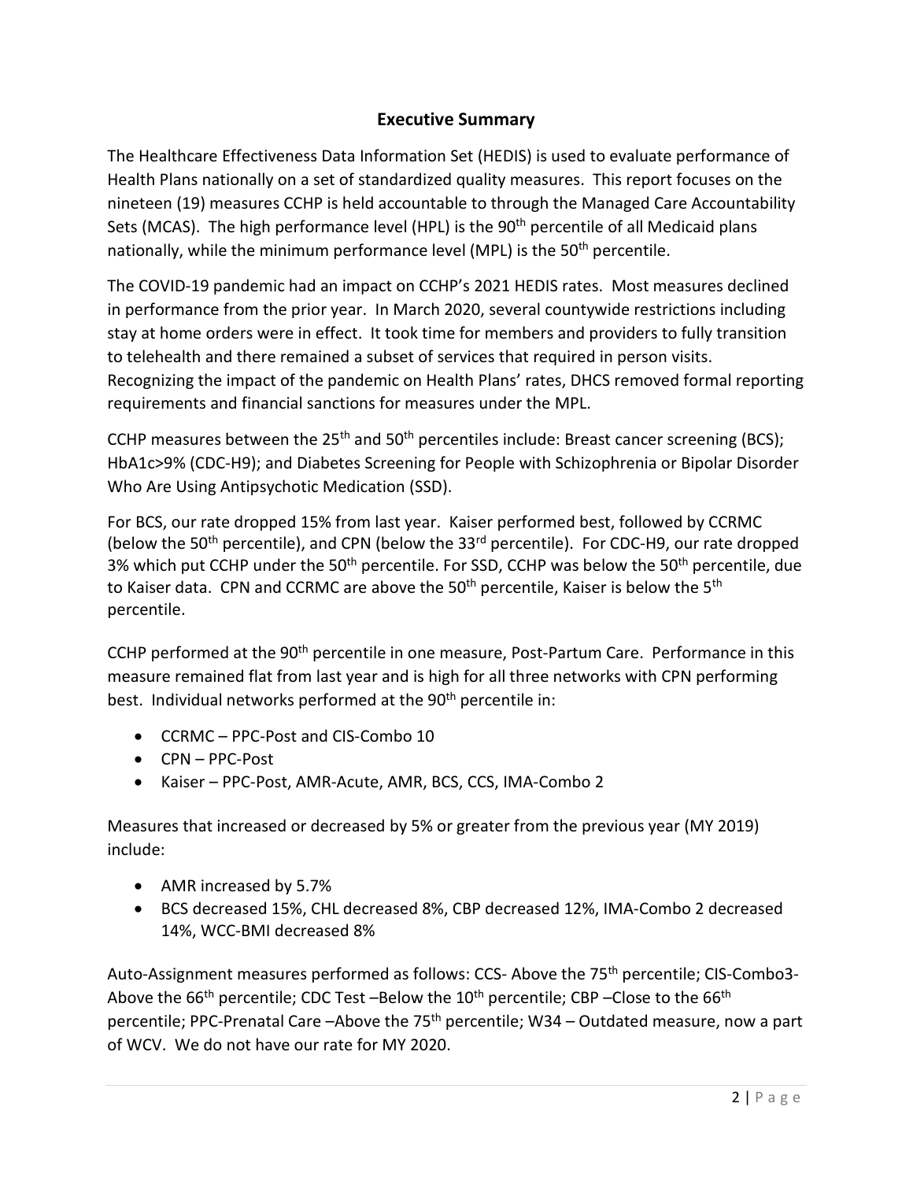## Executive Summary

The Healthcare Effectiveness Data Information Set (HEDIS) is used to evaluate performance of Health Plans nationally on a set of standardized quality measures. This report focuses on the nineteen (19) measures CCHP is held accountable to through the Managed Care Accountability Sets (MCAS). The high performance level (HPL) is the 90th percentile of all Medicaid plans nationally, while the minimum performance level (MPL) is the 50th percentile.

The COVID-19 pandemic had an impact on CCHP's 2021 HEDIS rates. Most measures declined in performance from the prior year. In March 2020, several countywide restrictions including stay at home orders were in effect. It took time for members and providers to fully transition to telehealth and there remained a subset of services that required in person visits. Recognizing the impact of the pandemic on Health Plans' rates, DHCS removed formal reporting requirements and financial sanctions for measures under the MPL.

CCHP measures between the 25th and 50th percentiles include: Breast cancer screening (BCS); HbA1c>9% (CDC-H9); and Diabetes Screening for People with Schizophrenia or Bipolar Disorder Who Are Using Antipsychotic Medication (SSD).

For BCS, our rate dropped 15% from last year. Kaiser performed best, followed by CCRMC (below the 50th percentile), and CPN (below the 33rd percentile). For CDC-H9, our rate dropped 3% which put CCHP under the 50th percentile. For SSD, CCHP was below the 50th percentile, due to Kaiser data. CPN and CCRMC are above the 50th percentile, Kaiser is below the 5th percentile.

CCHP performed at the 90th percentile in one measure, Post-Partum Care. Performance in this measure remained flat from last year and is high for all three networks with CPN performing best. Individual networks performed at the 90th percentile in:

- CCRMC – PPC-Post and CIS-Combo 10
- CPN – PPC-Post
- Kaiser – PPC-Post, AMR-Acute, AMR, BCS, CCS, IMA-Combo 2

Measures that increased or decreased by 5% or greater from the previous year (MY 2019) include:

- AMR increased by 5.7%
- BCS decreased 15%, CHL decreased 8%, CBP decreased 12%, IMA-Combo 2 decreased 14%, WCC-BMI decreased 8%

Auto-Assignment measures performed as follows: CCS- Above the 75th percentile; CIS-Combo3- Above the 66th percentile; CDC Test –Below the 10th percentile; CBP –Close to the 66th percentile; PPC-Prenatal Care –Above the 75th percentile; W34 – Outdated measure, now a part of WCV. We do not have our rate for MY 2020.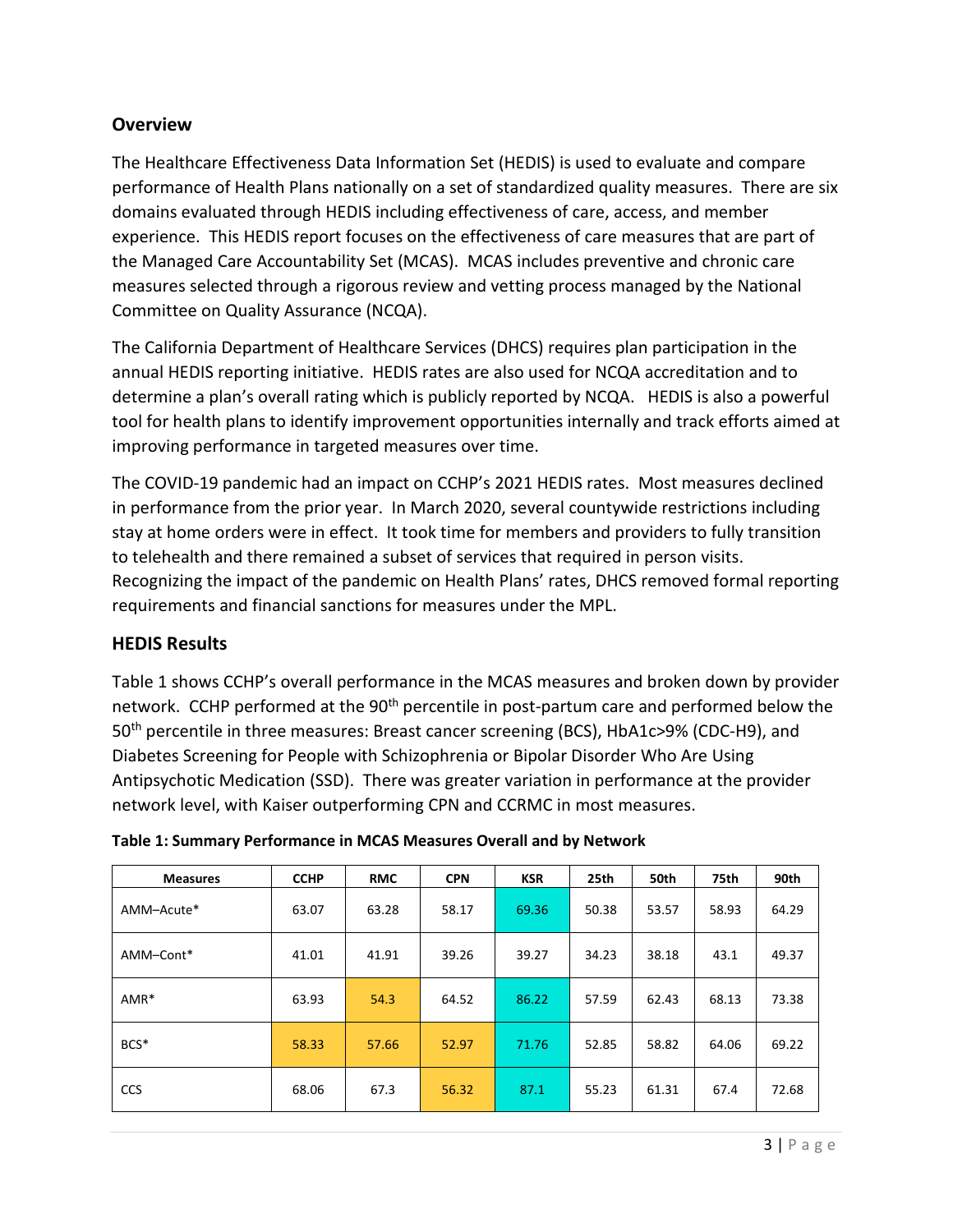## Overview

The Healthcare Effectiveness Data Information Set (HEDIS) is used to evaluate and compare performance of Health Plans nationally on a set of standardized quality measures. There are six domains evaluated through HEDIS including effectiveness of care, access, and member experience. This HEDIS report focuses on the effectiveness of care measures that are part of the Managed Care Accountability Set (MCAS). MCAS includes preventive and chronic care measures selected through a rigorous review and vetting process managed by the National Committee on Quality Assurance (NCQA).

The California Department of Healthcare Services (DHCS) requires plan participation in the annual HEDIS reporting initiative. HEDIS rates are also used for NCQA accreditation and to determine a plan's overall rating which is publicly reported by NCQA. HEDIS is also a powerful tool for health plans to identify improvement opportunities internally and track efforts aimed at improving performance in targeted measures over time.

The COVID-19 pandemic had an impact on CCHP's 2021 HEDIS rates. Most measures declined in performance from the prior year. In March 2020, several countywide restrictions including stay at home orders were in effect. It took time for members and providers to fully transition to telehealth and there remained a subset of services that required in person visits. Recognizing the impact of the pandemic on Health Plans' rates, DHCS removed formal reporting requirements and financial sanctions for measures under the MPL.

## HEDIS Results

Table 1 shows CCHP's overall performance in the MCAS measures and broken down by provider network. CCHP performed at the 90th percentile in post-partum care and performed below the 50th percentile in three measures: Breast cancer screening (BCS), HbA1c>9% (CDC-H9), and Diabetes Screening for People with Schizophrenia or Bipolar Disorder Who Are Using Antipsychotic Medication (SSD). There was greater variation in performance at the provider network level, with Kaiser outperforming CPN and CCRMC in most measures.

**Table 1: Summary Performance in MCAS Measures Overall and by Network**

| Measures | CCHP | RMC | CPN | KSR | 25th | 50th | 75th | 90th |
|---|---|---|---|---|---|---|---|---|
| AMM–Acute* | 63.07 | 63.28 | 58.17 | 69.36 | 50.38 | 53.57 | 58.93 | 64.29 |
| AMM–Cont* | 41.01 | 41.91 | 39.26 | 39.27 | 34.23 | 38.18 | 43.1 | 49.37 |
| AMR* | 63.93 | 54.3 | 64.52 | 86.22 | 57.59 | 62.43 | 68.13 | 73.38 |
| BCS* | 58.33 | 57.66 | 52.97 | 71.76 | 52.85 | 58.82 | 64.06 | 69.22 |
| CCS | 68.06 | 67.3 | 56.32 | 87.1 | 55.23 | 61.31 | 67.4 | 72.68 |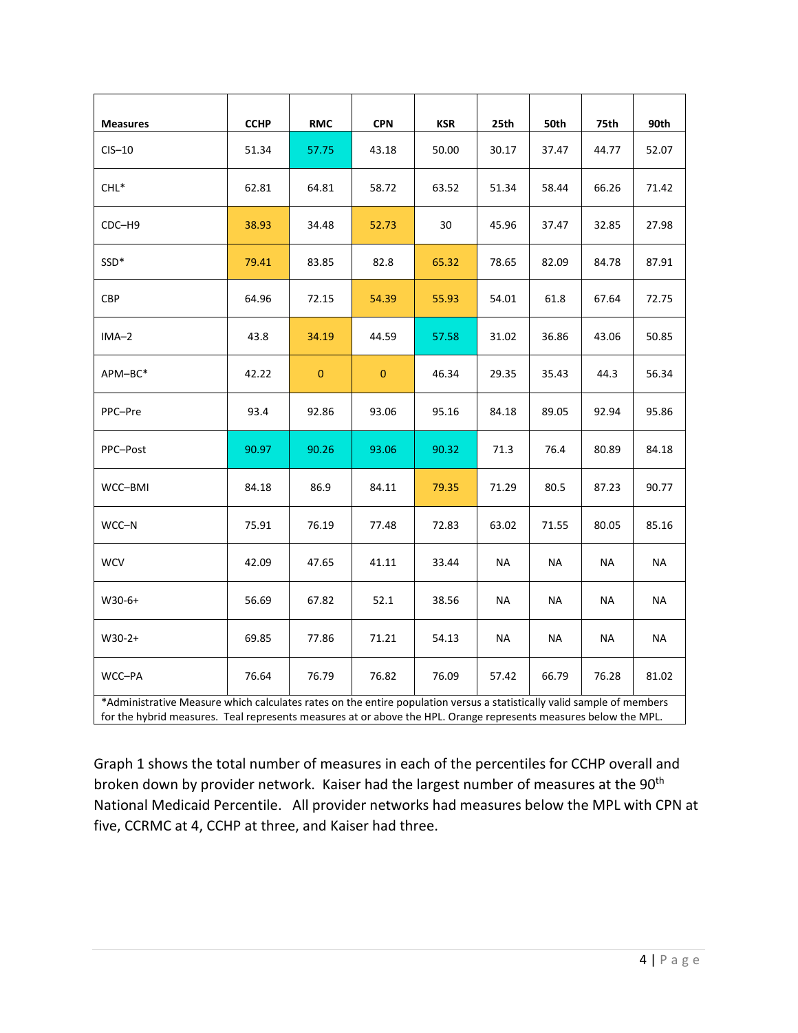| Measures | CCHP | RMC | CPN | KSR | 25th | 50th | 75th | 90th |
|---|---|---|---|---|---|---|---|---|
| CIS–10 | 51.34 | 57.75 | 43.18 | 50.00 | 30.17 | 37.47 | 44.77 | 52.07 |
| CHL* | 62.81 | 64.81 | 58.72 | 63.52 | 51.34 | 58.44 | 66.26 | 71.42 |
| CDC–H9 | 38.93 | 34.48 | 52.73 | 30 | 45.96 | 37.47 | 32.85 | 27.98 |
| SSD* | 79.41 | 83.85 | 82.8 | 65.32 | 78.65 | 82.09 | 84.78 | 87.91 |
| CBP | 64.96 | 72.15 | 54.39 | 55.93 | 54.01 | 61.8 | 67.64 | 72.75 |
| IMA–2 | 43.8 | 34.19 | 44.59 | 57.58 | 31.02 | 36.86 | 43.06 | 50.85 |
| APM–BC* | 42.22 | 0 | 0 | 46.34 | 29.35 | 35.43 | 44.3 | 56.34 |
| PPC–Pre | 93.4 | 92.86 | 93.06 | 95.16 | 84.18 | 89.05 | 92.94 | 95.86 |
| PPC–Post | 90.97 | 90.26 | 93.06 | 90.32 | 71.3 | 76.4 | 80.89 | 84.18 |
| WCC–BMI | 84.18 | 86.9 | 84.11 | 79.35 | 71.29 | 80.5 | 87.23 | 90.77 |
| WCC–N | 75.91 | 76.19 | 77.48 | 72.83 | 63.02 | 71.55 | 80.05 | 85.16 |
| WCV | 42.09 | 47.65 | 41.11 | 33.44 | NA | NA | NA | NA |
| W30-6+ | 56.69 | 67.82 | 52.1 | 38.56 | NA | NA | NA | NA |
| W30-2+ | 69.85 | 77.86 | 71.21 | 54.13 | NA | NA | NA | NA |
| WCC–PA | 76.64 | 76.79 | 76.82 | 76.09 | 57.42 | 66.79 | 76.28 | 81.02 |

*Administrative Measure which calculates rates on the entire population versus a statistically valid sample of members for the hybrid measures. Teal represents measures at or above the HPL. Orange represents measures below the MPL.

Graph 1 shows the total number of measures in each of the percentiles for CCHP overall and broken down by provider network. Kaiser had the largest number of measures at the 90th National Medicaid Percentile. All provider networks had measures below the MPL with CPN at five, CCRMC at 4, CCHP at three, and Kaiser had three.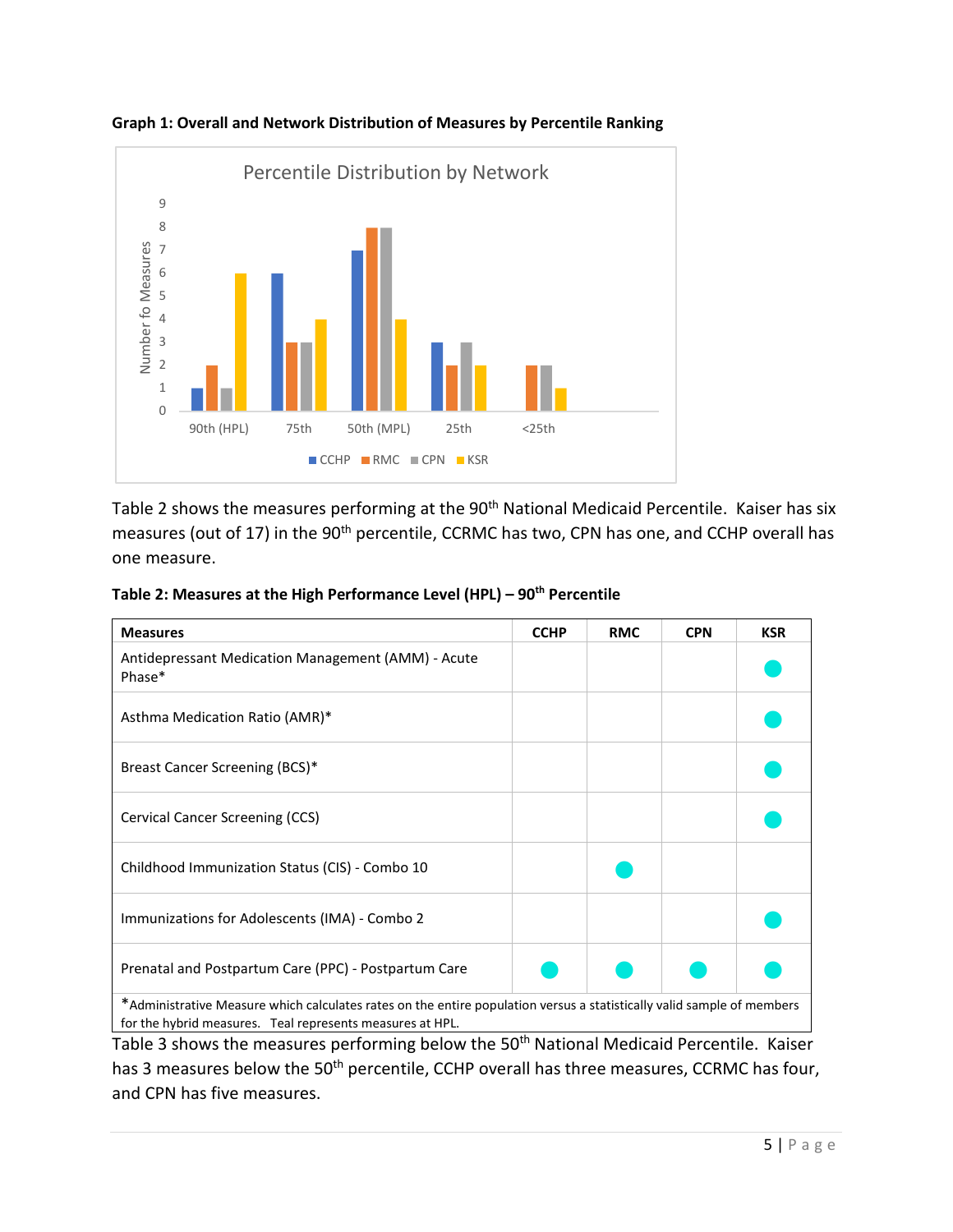**Graph 1: Overall and Network Distribution of Measures by Percentile Ranking**

Table 2 shows the measures performing at the 90th National Medicaid Percentile. Kaiser has six measures (out of 17) in the 90th percentile, CCRMC has two, CPN has one, and CCHP overall has one measure.

**Table 2: Measures at the High Performance Level (HPL) – 90th Percentile**

| Measures | CCHP | RMC | CPN | KSR |
|---|---|---|---|---|
| Antidepressant Medication Management (AMM) - Acute Phase* | | | | ● |
| Asthma Medication Ratio (AMR)* | | | | ● |
| Breast Cancer Screening (BCS)* | | | | ● |
| Cervical Cancer Screening (CCS) | | | | ● |
| Childhood Immunization Status (CIS) - Combo 10 | | ● | | |
| Immunizations for Adolescents (IMA) - Combo 2 | | | | ● |
| Prenatal and Postpartum Care (PPC) - Postpartum Care | ● | ● | ● | ● |

*Administrative Measure which calculates rates on the entire population versus a statistically valid sample of members for the hybrid measures. Teal represents measures at HPL.

Table 3 shows the measures performing below the 50th National Medicaid Percentile. Kaiser has 3 measures below the 50th percentile, CCHP overall has three measures, CCRMC has four, and CPN has five measures.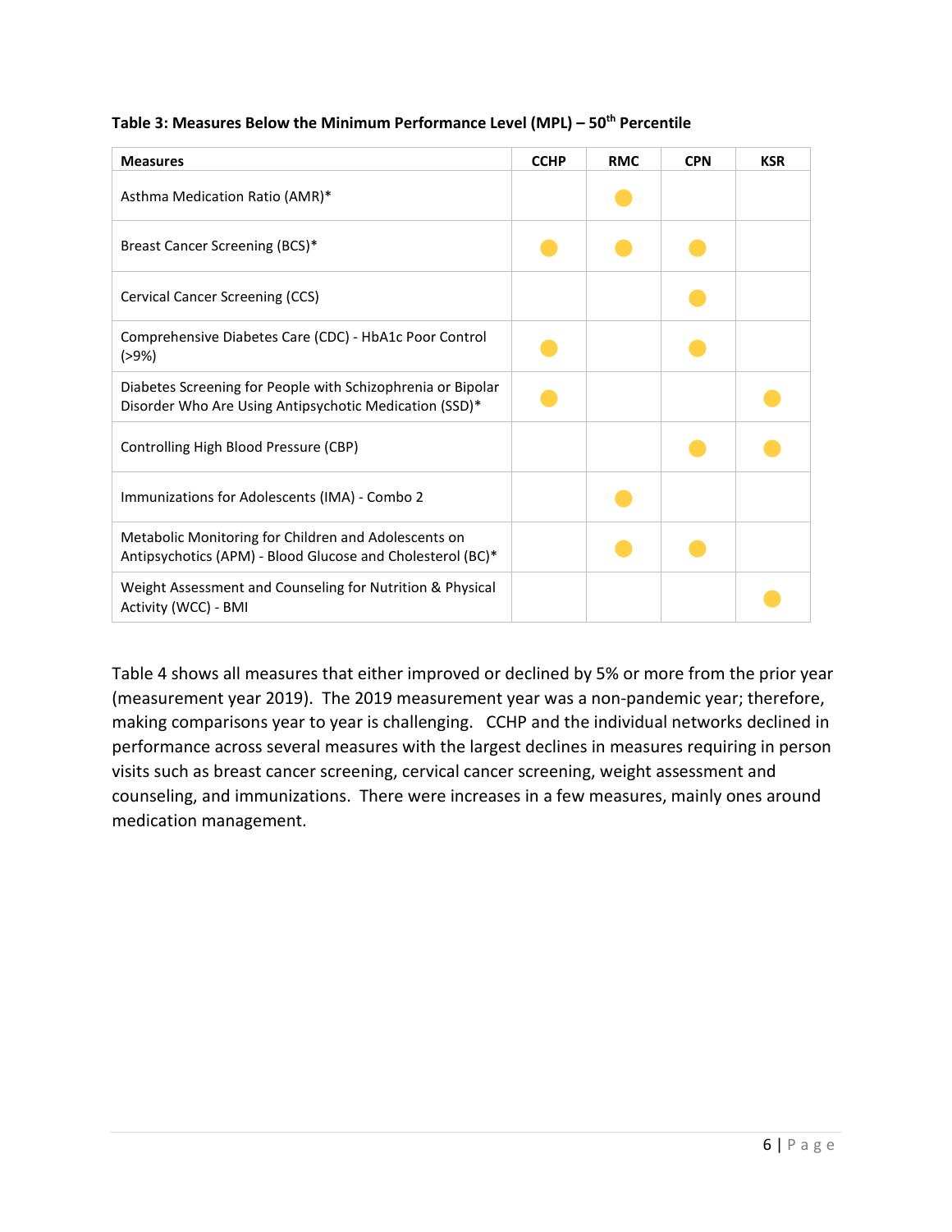**Table 3: Measures Below the Minimum Performance Level (MPL) – 50th Percentile**

| Measures | CCHP | RMC | CPN | KSR |
|---|---|---|---|---|
| Asthma Medication Ratio (AMR)* | | ● | | |
| Breast Cancer Screening (BCS)* | ● | ● | ● | |
| Cervical Cancer Screening (CCS) | | | ● | |
| Comprehensive Diabetes Care (CDC) - HbA1c Poor Control (>9%) | ● | | ● | |
| Diabetes Screening for People with Schizophrenia or Bipolar Disorder Who Are Using Antipsychotic Medication (SSD)* | ● | | | ● |
| Controlling High Blood Pressure (CBP) | | | ● | ● |
| Immunizations for Adolescents (IMA) - Combo 2 | | ● | | |
| Metabolic Monitoring for Children and Adolescents on Antipsychotics (APM) - Blood Glucose and Cholesterol (BC)* | | ● | ● | |
| Weight Assessment and Counseling for Nutrition & Physical Activity (WCC) - BMI | | | | ● |

Table 4 shows all measures that either improved or declined by 5% or more from the prior year (measurement year 2019). The 2019 measurement year was a non-pandemic year; therefore, making comparisons year to year is challenging. CCHP and the individual networks declined in performance across several measures with the largest declines in measures requiring in person visits such as breast cancer screening, cervical cancer screening, weight assessment and counseling, and immunizations. There were increases in a few measures, mainly ones around medication management.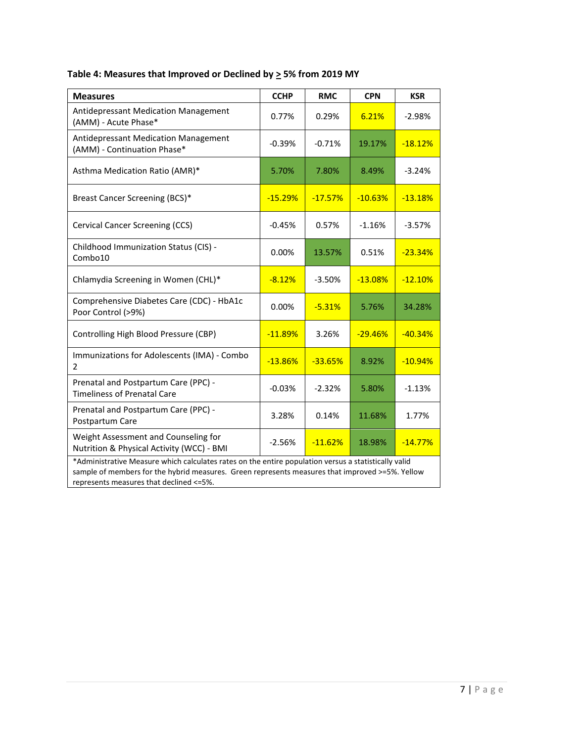**Table 4: Measures that Improved or Declined by ≥ 5% from 2019 MY**

| Measures | CCHP | RMC | CPN | KSR |
|---|---|---|---|---|
| Antidepressant Medication Management (AMM) - Acute Phase* | 0.77% | 0.29% | 6.21% | -2.98% |
| Antidepressant Medication Management (AMM) - Continuation Phase* | -0.39% | -0.71% | 19.17% | -18.12% |
| Asthma Medication Ratio (AMR)* | 5.70% | 7.80% | 8.49% | -3.24% |
| Breast Cancer Screening (BCS)* | -15.29% | -17.57% | -10.63% | -13.18% |
| Cervical Cancer Screening (CCS) | -0.45% | 0.57% | -1.16% | -3.57% |
| Childhood Immunization Status (CIS) - Combo10 | 0.00% | 13.57% | 0.51% | -23.34% |
| Chlamydia Screening in Women (CHL)* | -8.12% | -3.50% | -13.08% | -12.10% |
| Comprehensive Diabetes Care (CDC) - HbA1c Poor Control (>9%) | 0.00% | -5.31% | 5.76% | 34.28% |
| Controlling High Blood Pressure (CBP) | -11.89% | 3.26% | -29.46% | -40.34% |
| Immunizations for Adolescents (IMA) - Combo 2 | -13.86% | -33.65% | 8.92% | -10.94% |
| Prenatal and Postpartum Care (PPC) - Timeliness of Prenatal Care | -0.03% | -2.32% | 5.80% | -1.13% |
| Prenatal and Postpartum Care (PPC) - Postpartum Care | 3.28% | 0.14% | 11.68% | 1.77% |
| Weight Assessment and Counseling for Nutrition & Physical Activity (WCC) - BMI | -2.56% | -11.62% | 18.98% | -14.77% |

*Administrative Measure which calculates rates on the entire population versus a statistically valid sample of members for the hybrid measures. Green represents measures that improved >=5%. Yellow represents measures that declined <=5%.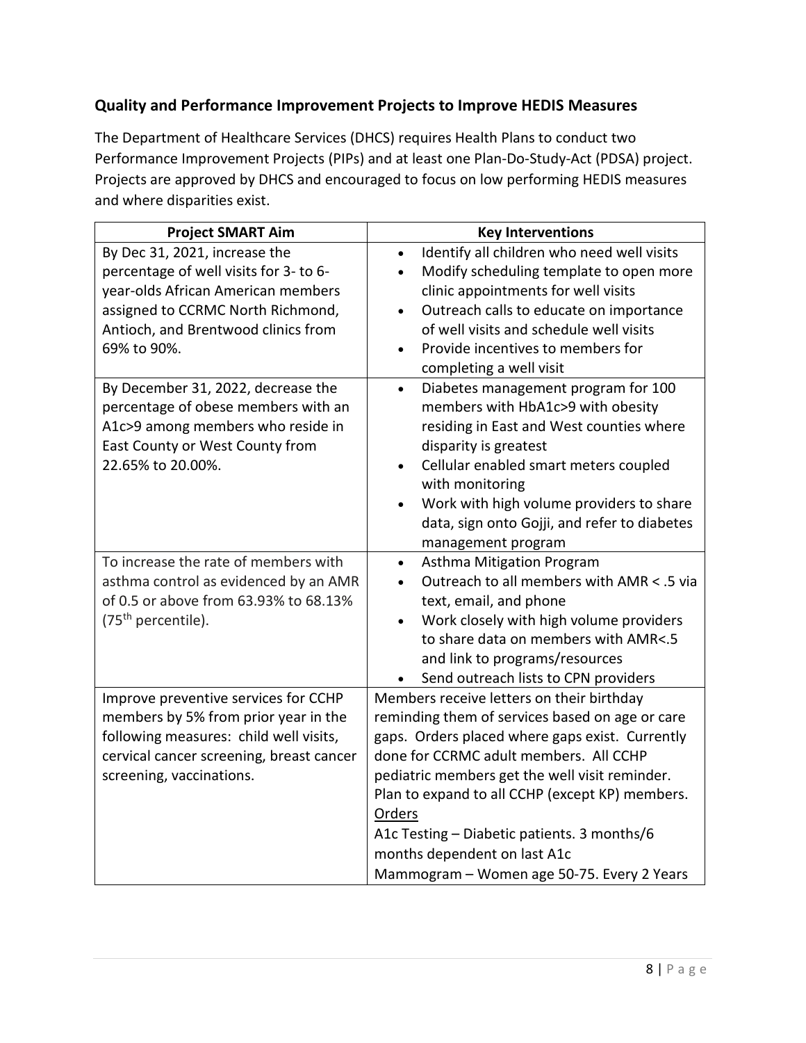## Quality and Performance Improvement Projects to Improve HEDIS Measures

The Department of Healthcare Services (DHCS) requires Health Plans to conduct two Performance Improvement Projects (PIPs) and at least one Plan-Do-Study-Act (PDSA) project. Projects are approved by DHCS and encouraged to focus on low performing HEDIS measures and where disparities exist.

| Project SMART Aim | Key Interventions |
|---|---|
| By Dec 31, 2021, increase the percentage of well visits for 3- to 6-year-olds African American members assigned to CCRMC North Richmond, Antioch, and Brentwood clinics from 69% to 90%. | • Identify all children who need well visits<br>• Modify scheduling template to open more clinic appointments for well visits<br>• Outreach calls to educate on importance of well visits and schedule well visits<br>• Provide incentives to members for completing a well visit |
| By December 31, 2022, decrease the percentage of obese members with an A1c>9 among members who reside in East County or West County from 22.65% to 20.00%. | • Diabetes management program for 100 members with HbA1c>9 with obesity residing in East and West counties where disparity is greatest<br>• Cellular enabled smart meters coupled with monitoring<br>• Work with high volume providers to share data, sign onto Gojji, and refer to diabetes management program |
| To increase the rate of members with asthma control as evidenced by an AMR of 0.5 or above from 63.93% to 68.13% (75th percentile). | • Asthma Mitigation Program<br>• Outreach to all members with AMR < .5 via text, email, and phone<br>• Work closely with high volume providers to share data on members with AMR<.5 and link to programs/resources<br>• Send outreach lists to CPN providers |
| Improve preventive services for CCHP members by 5% from prior year in the following measures: child well visits, cervical cancer screening, breast cancer screening, vaccinations. | Members receive letters on their birthday reminding them of services based on age or care gaps. Orders placed where gaps exist. Currently done for CCRMC adult members. All CCHP pediatric members get the well visit reminder. Plan to expand to all CCHP (except KP) members.<br><u>Orders</u><br>A1c Testing – Diabetic patients. 3 months/6 months dependent on last A1c<br>Mammogram – Women age 50-75. Every 2 Years |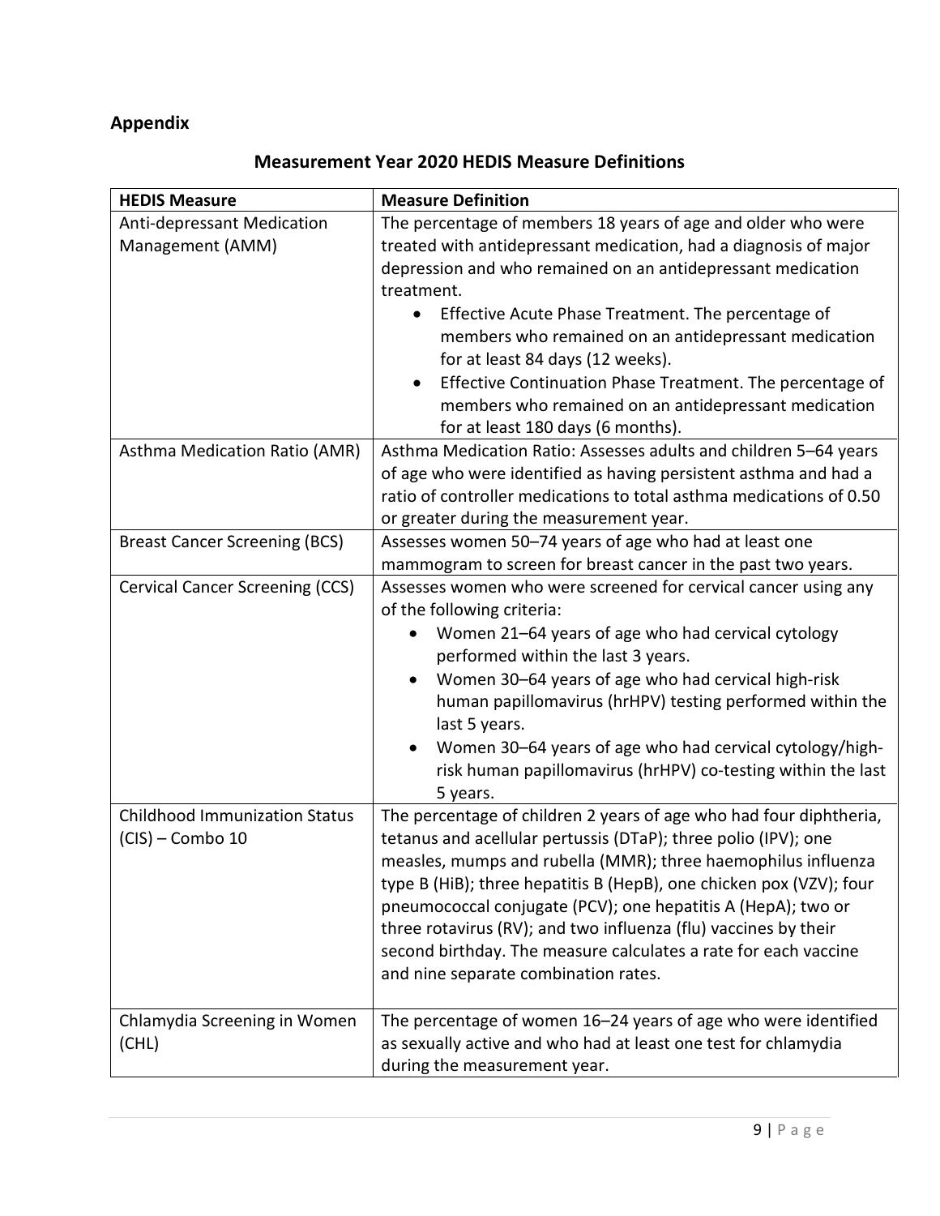## Appendix

### Measurement Year 2020 HEDIS Measure Definitions

| HEDIS Measure | Measure Definition |
|---|---|
| Anti-depressant Medication Management (AMM) | The percentage of members 18 years of age and older who were treated with antidepressant medication, had a diagnosis of major depression and who remained on an antidepressant medication treatment.<br>• Effective Acute Phase Treatment. The percentage of members who remained on an antidepressant medication for at least 84 days (12 weeks).<br>• Effective Continuation Phase Treatment. The percentage of members who remained on an antidepressant medication for at least 180 days (6 months). |
| Asthma Medication Ratio (AMR) | Asthma Medication Ratio: Assesses adults and children 5–64 years of age who were identified as having persistent asthma and had a ratio of controller medications to total asthma medications of 0.50 or greater during the measurement year. |
| Breast Cancer Screening (BCS) | Assesses women 50–74 years of age who had at least one mammogram to screen for breast cancer in the past two years. |
| Cervical Cancer Screening (CCS) | Assesses women who were screened for cervical cancer using any of the following criteria:<br>• Women 21–64 years of age who had cervical cytology performed within the last 3 years.<br>• Women 30–64 years of age who had cervical high-risk human papillomavirus (hrHPV) testing performed within the last 5 years.<br>• Women 30–64 years of age who had cervical cytology/high-risk human papillomavirus (hrHPV) co-testing within the last 5 years. |
| Childhood Immunization Status (CIS) – Combo 10 | The percentage of children 2 years of age who had four diphtheria, tetanus and acellular pertussis (DTaP); three polio (IPV); one measles, mumps and rubella (MMR); three haemophilus influenza type B (HiB); three hepatitis B (HepB), one chicken pox (VZV); four pneumococcal conjugate (PCV); one hepatitis A (HepA); two or three rotavirus (RV); and two influenza (flu) vaccines by their second birthday. The measure calculates a rate for each vaccine and nine separate combination rates. |
| Chlamydia Screening in Women (CHL) | The percentage of women 16–24 years of age who were identified as sexually active and who had at least one test for chlamydia during the measurement year. |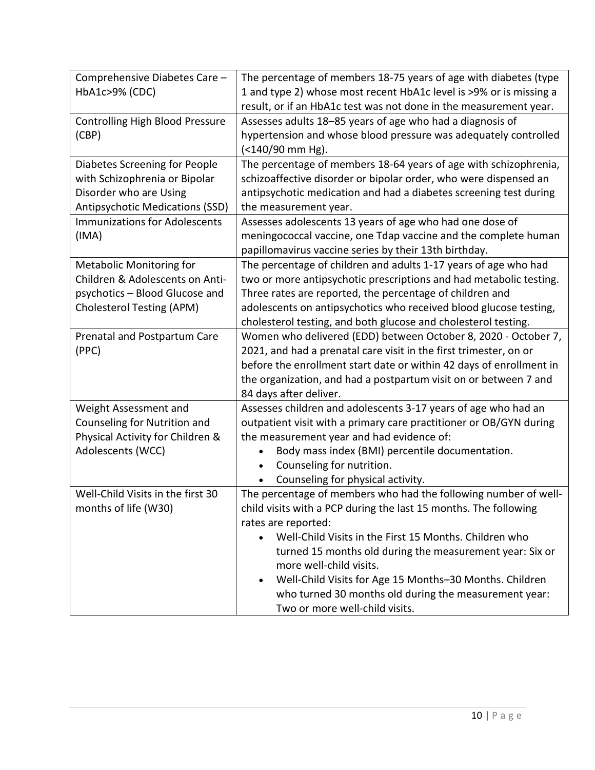| | |
|---|---|
| Comprehensive Diabetes Care – HbA1c>9% (CDC) | The percentage of members 18-75 years of age with diabetes (type 1 and type 2) whose most recent HbA1c level is >9% or is missing a result, or if an HbA1c test was not done in the measurement year. |
| Controlling High Blood Pressure (CBP) | Assesses adults 18–85 years of age who had a diagnosis of hypertension and whose blood pressure was adequately controlled (<140/90 mm Hg). |
| Diabetes Screening for People with Schizophrenia or Bipolar Disorder who are Using Antipsychotic Medications (SSD) | The percentage of members 18-64 years of age with schizophrenia, schizoaffective disorder or bipolar order, who were dispensed an antipsychotic medication and had a diabetes screening test during the measurement year. |
| Immunizations for Adolescents (IMA) | Assesses adolescents 13 years of age who had one dose of meningococcal vaccine, one Tdap vaccine and the complete human papillomavirus vaccine series by their 13th birthday. |
| Metabolic Monitoring for Children & Adolescents on Anti-psychotics – Blood Glucose and Cholesterol Testing (APM) | The percentage of children and adults 1-17 years of age who had two or more antipsychotic prescriptions and had metabolic testing. Three rates are reported, the percentage of children and adolescents on antipsychotics who received blood glucose testing, cholesterol testing, and both glucose and cholesterol testing. |
| Prenatal and Postpartum Care (PPC) | Women who delivered (EDD) between October 8, 2020 - October 7, 2021, and had a prenatal care visit in the first trimester, on or before the enrollment start date or within 42 days of enrollment in the organization, and had a postpartum visit on or between 7 and 84 days after deliver. |
| Weight Assessment and Counseling for Nutrition and Physical Activity for Children & Adolescents (WCC) | Assesses children and adolescents 3-17 years of age who had an outpatient visit with a primary care practitioner or OB/GYN during the measurement year and had evidence of:<br>• Body mass index (BMI) percentile documentation.<br>• Counseling for nutrition.<br>• Counseling for physical activity. |
| Well-Child Visits in the first 30 months of life (W30) | The percentage of members who had the following number of well-child visits with a PCP during the last 15 months. The following rates are reported:<br>• Well-Child Visits in the First 15 Months. Children who turned 15 months old during the measurement year: Six or more well-child visits.<br>• Well-Child Visits for Age 15 Months–30 Months. Children who turned 30 months old during the measurement year: Two or more well-child visits. |